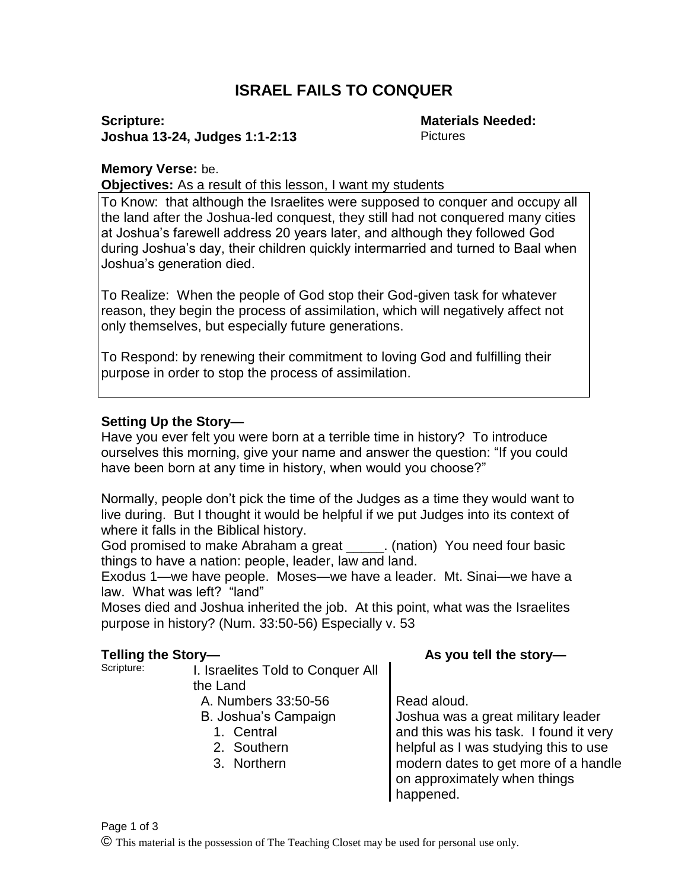# ISRAEL FAILS TO CONQUER

**Scripture:**
**Joshua 13-24, Judges 1:1-2:13**

**Materials Needed:**
Pictures

**Memory Verse:** be.

**Objectives:** As a result of this lesson, I want my students

To Know: that although the Israelites were supposed to conquer and occupy all the land after the Joshua-led conquest, they still had not conquered many cities at Joshua's farewell address 20 years later, and although they followed God during Joshua's day, their children quickly intermarried and turned to Baal when Joshua's generation died.

To Realize: When the people of God stop their God-given task for whatever reason, they begin the process of assimilation, which will negatively affect not only themselves, but especially future generations.

To Respond: by renewing their commitment to loving God and fulfilling their purpose in order to stop the process of assimilation.

**Setting Up the Story—**

Have you ever felt you were born at a terrible time in history? To introduce ourselves this morning, give your name and answer the question: "If you could have been born at any time in history, when would you choose?"

Normally, people don't pick the time of the Judges as a time they would want to live during. But I thought it would be helpful if we put Judges into its context of where it falls in the Biblical history.

God promised to make Abraham a great _____. (nation) You need four basic things to have a nation: people, leader, law and land.

Exodus 1—we have people. Moses—we have a leader. Mt. Sinai—we have a law. What was left? "land"

Moses died and Joshua inherited the job. At this point, what was the Israelites purpose in history? (Num. 33:50-56) Especially v. 53

**Telling the Story—**

Scripture:

I. Israelites Told to Conquer All the Land
  A. Numbers 33:50-56
  B. Joshua's Campaign
    1. Central
    2. Southern
    3. Northern

**As you tell the story—**

Read aloud.

Joshua was a great military leader and this was his task. I found it very helpful as I was studying this to use modern dates to get more of a handle on approximately when things happened.

© This material is the possession of The Teaching Closet may be used for personal use only.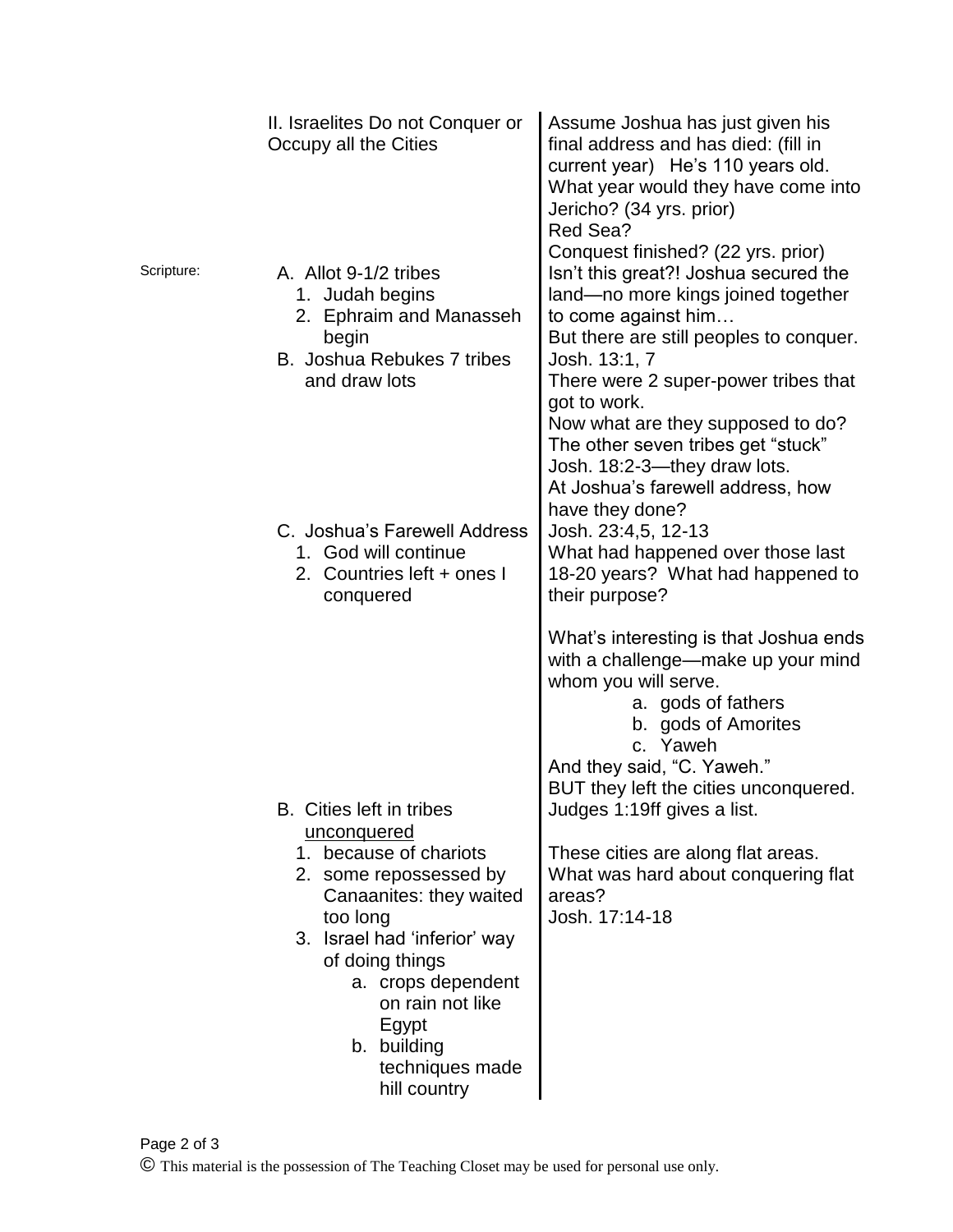II. Israelites Do not Conquer or Occupy all the Cities

Assume Joshua has just given his final address and has died: (fill in current year) He's 110 years old. What year would they have come into Jericho? (34 yrs. prior)
Red Sea?
Conquest finished? (22 yrs. prior)

Scripture:

A. Allot 9-1/2 tribes
   1. Judah begins
   2. Ephraim and Manasseh begin

Isn't this great?! Joshua secured the land—no more kings joined together to come against him…
But there are still peoples to conquer. Josh. 13:1, 7
There were 2 super-power tribes that got to work.

B. Joshua Rebukes 7 tribes and draw lots

Now what are they supposed to do? The other seven tribes get "stuck" Josh. 18:2-3—they draw lots.
At Joshua's farewell address, how have they done?

C. Joshua's Farewell Address
   1. God will continue
   2. Countries left + ones I conquered

Josh. 23:4,5, 12-13
What had happened over those last 18-20 years? What had happened to their purpose?

What's interesting is that Joshua ends with a challenge—make up your mind whom you will serve.

a. gods of fathers
b. gods of Amorites
c. Yaweh

And they said, "C. Yaweh."
BUT they left the cities unconquered.

B. Cities left in tribes <u>unconquered</u>
   1. because of chariots
   2. some repossessed by Canaanites: they waited too long
   3. Israel had 'inferior' way of doing things
      a. crops dependent on rain not like Egypt
      b. building techniques made hill country

Judges 1:19ff gives a list.

These cities are along flat areas. What was hard about conquering flat areas?
Josh. 17:14-18

© This material is the possession of The Teaching Closet may be used for personal use only.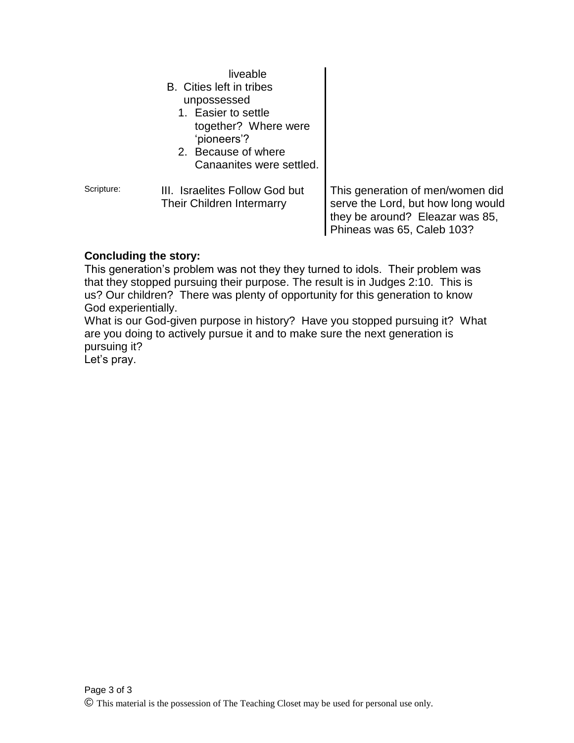|  |  |  |
|---|---|---|
|  | liveable<br>B. Cities left in tribes unpossessed<br>1. Easier to settle together? Where were 'pioneers'?<br>2. Because of where Canaanites were settled. |  |
| Scripture: | III. Israelites Follow God but Their Children Intermarry | This generation of men/women did serve the Lord, but how long would they be around? Eleazar was 85, Phineas was 65, Caleb 103? |

**Concluding the story:**

This generation's problem was not they they turned to idols. Their problem was that they stopped pursuing their purpose. The result is in Judges 2:10. This is us? Our children? There was plenty of opportunity for this generation to know God experientially.

What is our God-given purpose in history? Have you stopped pursuing it? What are you doing to actively pursue it and to make sure the next generation is pursuing it?

Let's pray.

© This material is the possession of The Teaching Closet may be used for personal use only.